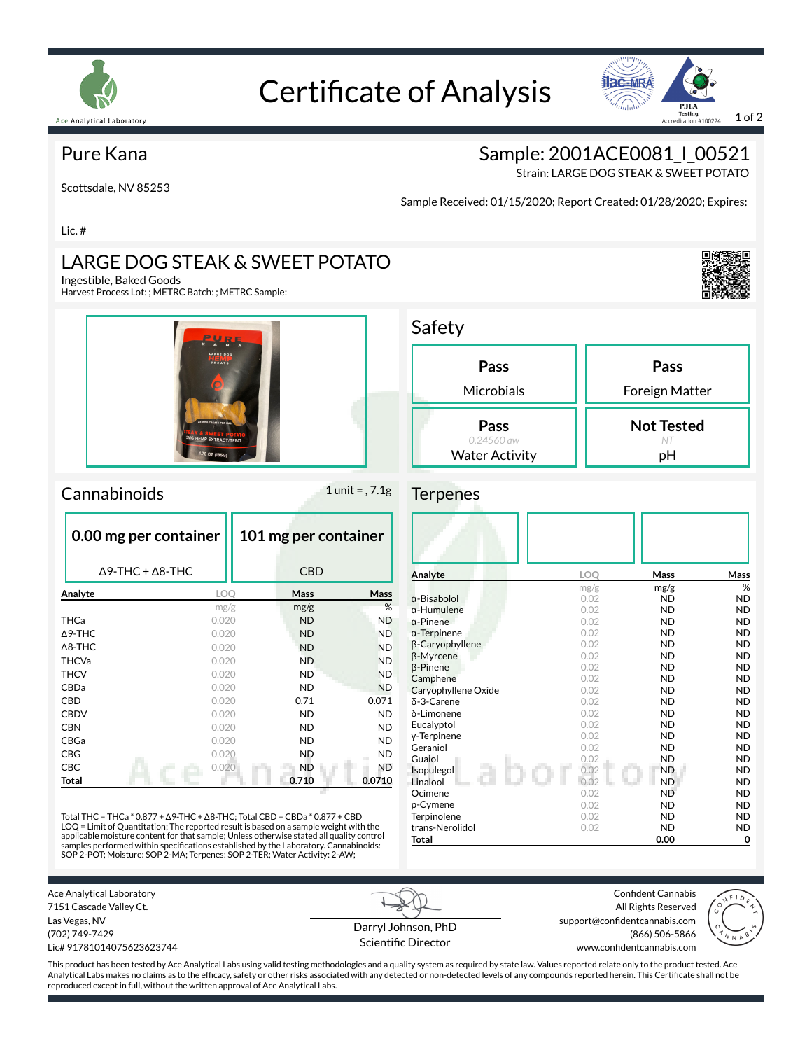Ace Analytical Laboratory

# Certificate of Analysis

PJLA Testing Accreditation #100224

## Pure Kana

Scottsdale, NV 85253

Lic. #

**Sample: 2001ACE0081_I_00521**

Strain: LARGE DOG STEAK & SWEET POTATO

Sample Received: 01/15/2020; Report Created: 01/28/2020; Expires:

## LARGE DOG STEAK & SWEET POTATO

Ingestible, Baked Goods

Harvest Process Lot: ; METRC Batch: ; METRC Sample:

## Safety

| Result | Test |
|---|---|
| **Pass** | Microbials |
| **Pass** | Foreign Matter |
| **Pass** (0.24560 aw) | Water Activity |
| **Not Tested** (NT) | pH |

## Cannabinoids

1 unit = , 7.1g

**0.00 mg per container** — Δ9-THC + Δ8-THC

**101 mg per container** — CBD

| Analyte | LOQ | Mass | Mass |
|---|---|---|---|
| | mg/g | mg/g | % |
| THCa | 0.020 | ND | ND |
| Δ9-THC | 0.020 | ND | ND |
| Δ8-THC | 0.020 | ND | ND |
| THCVa | 0.020 | ND | ND |
| THCV | 0.020 | ND | ND |
| CBDa | 0.020 | ND | ND |
| CBD | 0.020 | 0.71 | 0.071 |
| CBDV | 0.020 | ND | ND |
| CBN | 0.020 | ND | ND |
| CBGa | 0.020 | ND | ND |
| CBG | 0.020 | ND | ND |
| CBC | 0.020 | ND | ND |
| **Total** | | **0.710** | **0.0710** |

Total THC = THCa * 0.877 + Δ9-THC + Δ8-THC; Total CBD = CBDa * 0.877 + CBD
LOQ = Limit of Quantitation; The reported result is based on a sample weight with the applicable moisture content for that sample; Unless otherwise stated all quality control samples performed within specifications established by the Laboratory. Cannabinoids: SOP 2-POT; Moisture: SOP 2-MA; Terpenes: SOP 2-TER; Water Activity: 2-AW;

## Terpenes

| Analyte | LOQ | Mass | Mass |
|---|---|---|---|
| | mg/g | mg/g | % |
| α-Bisabolol | 0.02 | ND | ND |
| α-Humulene | 0.02 | ND | ND |
| α-Pinene | 0.02 | ND | ND |
| α-Terpinene | 0.02 | ND | ND |
| β-Caryophyllene | 0.02 | ND | ND |
| β-Myrcene | 0.02 | ND | ND |
| β-Pinene | 0.02 | ND | ND |
| Camphene | 0.02 | ND | ND |
| Caryophyllene Oxide | 0.02 | ND | ND |
| δ-3-Carene | 0.02 | ND | ND |
| δ-Limonene | 0.02 | ND | ND |
| Eucalyptol | 0.02 | ND | ND |
| γ-Terpinene | 0.02 | ND | ND |
| Geraniol | 0.02 | ND | ND |
| Guaiol | 0.02 | ND | ND |
| Isopulegol | 0.02 | ND | ND |
| Linalool | 0.02 | ND | ND |
| Ocimene | 0.02 | ND | ND |
| p-Cymene | 0.02 | ND | ND |
| Terpinolene | 0.02 | ND | ND |
| trans-Nerolidol | 0.02 | ND | ND |
| **Total** | | **0.00** | **0** |

Ace Analytical Laboratory
7151 Cascade Valley Ct.
Las Vegas, NV
(702) 749-7429
Lic# 917810140756236237 44

Darryl Johnson, PhD
Scientific Director

Confident Cannabis
All Rights Reserved
support@confidentcannabis.com
(866) 506-5866
www.confidentcannabis.com

This product has been tested by Ace Analytical Labs using valid testing methodologies and a quality system as required by state law. Values reported relate only to the product tested. Ace Analytical Labs makes no claims as to the efficacy, safety or other risks associated with any detected or non-detected levels of any compounds reported herein. This Certificate shall not be reproduced except in full, without the written approval of Ace Analytical Labs.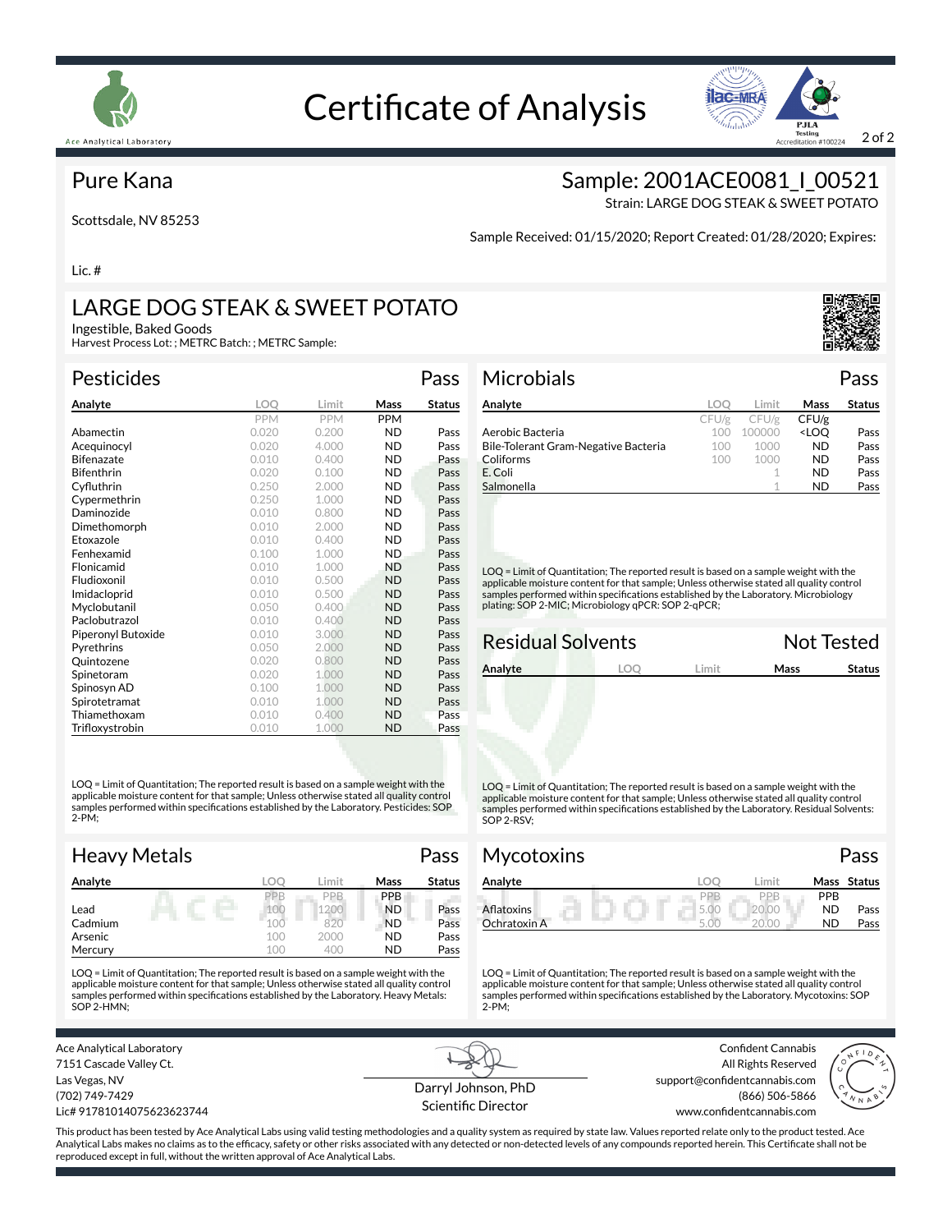# Certificate of Analysis

Ace Analytical Laboratory

## Pure Kana

Scottsdale, NV 85253

Lic. #

## Sample: 2001ACE0081_I_00521

Strain: LARGE DOG STEAK & SWEET POTATO

Sample Received: 01/15/2020; Report Created: 01/28/2020; Expires:

## LARGE DOG STEAK & SWEET POTATO

Ingestible, Baked Goods

Harvest Process Lot: ; METRC Batch: ; METRC Sample:

### Pesticides — Pass

| Analyte | LOQ | Limit | Mass | Status |
|---|---|---|---|---|
| | PPM | PPM | PPM | |
| Abamectin | 0.020 | 0.200 | ND | Pass |
| Acequinocyl | 0.020 | 4.000 | ND | Pass |
| Bifenazate | 0.010 | 0.400 | ND | Pass |
| Bifenthrin | 0.020 | 0.100 | ND | Pass |
| Cyfluthrin | 0.250 | 2.000 | ND | Pass |
| Cypermethrin | 0.250 | 1.000 | ND | Pass |
| Daminozide | 0.010 | 0.800 | ND | Pass |
| Dimethomorph | 0.010 | 2.000 | ND | Pass |
| Etoxazole | 0.010 | 0.400 | ND | Pass |
| Fenhexamid | 0.100 | 1.000 | ND | Pass |
| Flonicamid | 0.010 | 1.000 | ND | Pass |
| Fludioxonil | 0.010 | 0.500 | ND | Pass |
| Imidacloprid | 0.010 | 0.500 | ND | Pass |
| Myclobutanil | 0.050 | 0.400 | ND | Pass |
| Paclobutrazol | 0.010 | 0.400 | ND | Pass |
| Piperonyl Butoxide | 0.010 | 3.000 | ND | Pass |
| Pyrethrins | 0.050 | 2.000 | ND | Pass |
| Quintozene | 0.020 | 0.800 | ND | Pass |
| Spinetoram | 0.020 | 1.000 | ND | Pass |
| Spinosyn AD | 0.100 | 1.000 | ND | Pass |
| Spirotetramat | 0.010 | 1.000 | ND | Pass |
| Thiamethoxam | 0.010 | 0.400 | ND | Pass |
| Trifloxystrobin | 0.010 | 1.000 | ND | Pass |

LOQ = Limit of Quantitation; The reported result is based on a sample weight with the applicable moisture content for that sample; Unless otherwise stated all quality control samples performed within specifications established by the Laboratory. Pesticides: SOP 2-PM;

### Microbials — Pass

| Analyte | LOQ | Limit | Mass | Status |
|---|---|---|---|---|
| | CFU/g | CFU/g | CFU/g | |
| Aerobic Bacteria | 100 | 100000 | <LOQ | Pass |
| Bile-Tolerant Gram-Negative Bacteria | 100 | 1000 | ND | Pass |
| Coliforms | 100 | 1000 | ND | Pass |
| E. Coli | | 1 | ND | Pass |
| Salmonella | | 1 | ND | Pass |

LOQ = Limit of Quantitation; The reported result is based on a sample weight with the applicable moisture content for that sample; Unless otherwise stated all quality control samples performed within specifications established by the Laboratory. Microbiology plating: SOP 2-MIC; Microbiology qPCR: SOP 2-qPCR;

### Residual Solvents — Not Tested

| Analyte | LOQ | Limit | Mass | Status |
|---|---|---|---|---|

LOQ = Limit of Quantitation; The reported result is based on a sample weight with the applicable moisture content for that sample; Unless otherwise stated all quality control samples performed within specifications established by the Laboratory. Residual Solvents: SOP 2-RSV;

### Heavy Metals — Pass

| Analyte | LOQ | Limit | Mass | Status |
|---|---|---|---|---|
| | PPB | PPB | PPB | |
| Lead | 100 | 1200 | ND | Pass |
| Cadmium | 100 | 820 | ND | Pass |
| Arsenic | 100 | 2000 | ND | Pass |
| Mercury | 100 | 400 | ND | Pass |

LOQ = Limit of Quantitation; The reported result is based on a sample weight with the applicable moisture content for that sample; Unless otherwise stated all quality control samples performed within specifications established by the Laboratory. Heavy Metals: SOP 2-HMN;

### Mycotoxins — Pass

| Analyte | LOQ | Limit | Mass | Status |
|---|---|---|---|---|
| | PPB | PPB | PPB | |
| Aflatoxins | 5.00 | 20.00 | ND | Pass |
| Ochratoxin A | 5.00 | 20.00 | ND | Pass |

LOQ = Limit of Quantitation; The reported result is based on a sample weight with the applicable moisture content for that sample; Unless otherwise stated all quality control samples performed within specifications established by the Laboratory. Mycotoxins: SOP 2-PM;

Ace Analytical Laboratory
7151 Cascade Valley Ct.
Las Vegas, NV
(702) 749-7429
Lic# 91781014075623623744

Darryl Johnson, PhD
Scientific Director

Confident Cannabis
All Rights Reserved
support@confidentcannabis.com
(866) 506-5866
www.confidentcannabis.com

This product has been tested by Ace Analytical Labs using valid testing methodologies and a quality system as required by state law. Values reported relate only to the product tested. Ace Analytical Labs makes no claims as to the efficacy, safety or other risks associated with any detected or non-detected levels of any compounds reported herein. This Certificate shall not be reproduced except in full, without the written approval of Ace Analytical Labs.